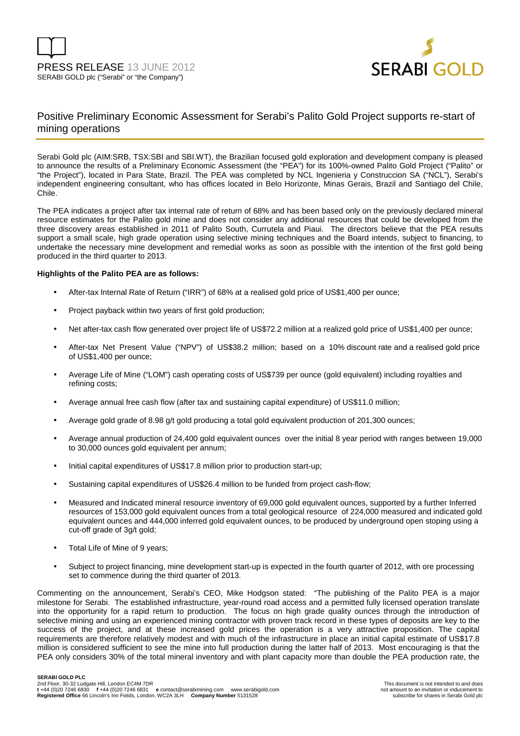PRESS RELEASE 13 JUNE 2012
SERABI GOLD plc ("Serabi" or "the Company")

# Positive Preliminary Economic Assessment for Serabi's Palito Gold Project supports re-start of mining operations

Serabi Gold plc (AIM:SRB, TSX:SBI and SBI.WT), the Brazilian focused gold exploration and development company is pleased to announce the results of a Preliminary Economic Assessment (the "PEA") for its 100%-owned Palito Gold Project ("Palito" or "the Project"), located in Para State, Brazil. The PEA was completed by NCL Ingenieria y Construccion SA ("NCL"), Serabi's independent engineering consultant, who has offices located in Belo Horizonte, Minas Gerais, Brazil and Santiago del Chile, Chile.

The PEA indicates a project after tax internal rate of return of 68% and has been based only on the previously declared mineral resource estimates for the Palito gold mine and does not consider any additional resources that could be developed from the three discovery areas established in 2011 of Palito South, Currutela and Piaui. The directors believe that the PEA results support a small scale, high grade operation using selective mining techniques and the Board intends, subject to financing, to undertake the necessary mine development and remedial works as soon as possible with the intention of the first gold being produced in the third quarter to 2013.

**Highlights of the Palito PEA are as follows:**

- After-tax Internal Rate of Return ("IRR") of 68% at a realised gold price of US$1,400 per ounce;
- Project payback within two years of first gold production;
- Net after-tax cash flow generated over project life of US$72.2 million at a realized gold price of US$1,400 per ounce;
- After-tax Net Present Value ("NPV") of US$38.2 million; based on a 10% discount rate and a realised gold price of US$1,400 per ounce;
- Average Life of Mine ("LOM") cash operating costs of US$739 per ounce (gold equivalent) including royalties and refining costs;
- Average annual free cash flow (after tax and sustaining capital expenditure) of US$11.0 million;
- Average gold grade of 8.98 g/t gold producing a total gold equivalent production of 201,300 ounces;
- Average annual production of 24,400 gold equivalent ounces over the initial 8 year period with ranges between 19,000 to 30,000 ounces gold equivalent per annum;
- Initial capital expenditures of US$17.8 million prior to production start-up;
- Sustaining capital expenditures of US$26.4 million to be funded from project cash-flow;
- Measured and Indicated mineral resource inventory of 69,000 gold equivalent ounces, supported by a further Inferred resources of 153,000 gold equivalent ounces from a total geological resource of 224,000 measured and indicated gold equivalent ounces and 444,000 inferred gold equivalent ounces, to be produced by underground open stoping using a cut-off grade of 3g/t gold;
- Total Life of Mine of 9 years;
- Subject to project financing, mine development start-up is expected in the fourth quarter of 2012, with ore processing set to commence during the third quarter of 2013.

Commenting on the announcement, Serabi's CEO, Mike Hodgson stated: "The publishing of the Palito PEA is a major milestone for Serabi. The established infrastructure, year-round road access and a permitted fully licensed operation translate into the opportunity for a rapid return to production. The focus on high grade quality ounces through the introduction of selective mining and using an experienced mining contractor with proven track record in these types of deposits are key to the success of the project, and at these increased gold prices the operation is a very attractive proposition. The capital requirements are therefore relatively modest and with much of the infrastructure in place an initial capital estimate of US$17.8 million is considered sufficient to see the mine into full production during the latter half of 2013. Most encouraging is that the PEA only considers 30% of the total mineral inventory and with plant capacity more than double the PEA production rate, the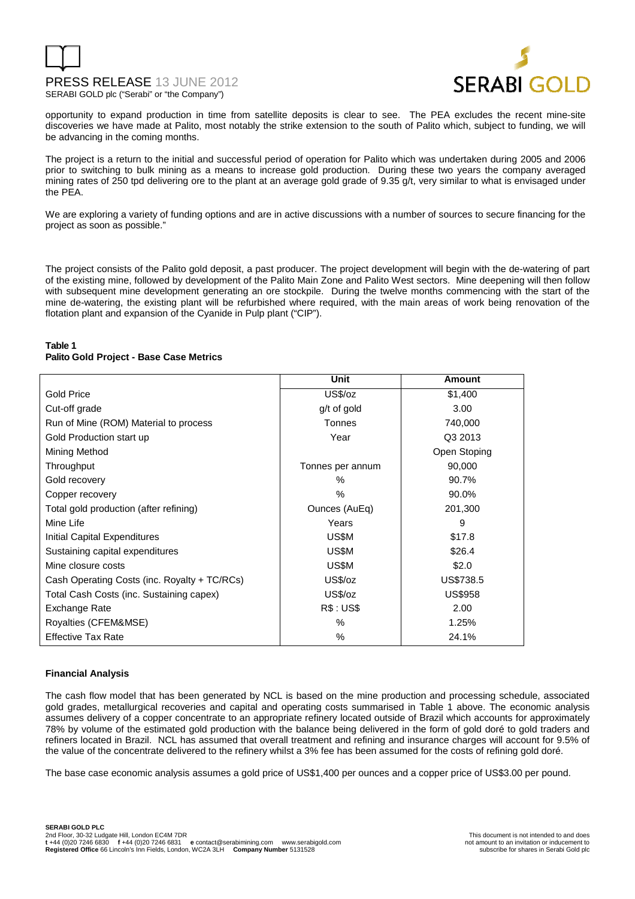opportunity to expand production in time from satellite deposits is clear to see. The PEA excludes the recent mine-site discoveries we have made at Palito, most notably the strike extension to the south of Palito which, subject to funding, we will be advancing in the coming months.

The project is a return to the initial and successful period of operation for Palito which was undertaken during 2005 and 2006 prior to switching to bulk mining as a means to increase gold production. During these two years the company averaged mining rates of 250 tpd delivering ore to the plant at an average gold grade of 9.35 g/t, very similar to what is envisaged under the PEA.

We are exploring a variety of funding options and are in active discussions with a number of sources to secure financing for the project as soon as possible."

The project consists of the Palito gold deposit, a past producer. The project development will begin with the de-watering of part of the existing mine, followed by development of the Palito Main Zone and Palito West sectors. Mine deepening will then follow with subsequent mine development generating an ore stockpile. During the twelve months commencing with the start of the mine de-watering, the existing plant will be refurbished where required, with the main areas of work being renovation of the flotation plant and expansion of the Cyanide in Pulp plant ("CIP").

**Table 1**
**Palito Gold Project - Base Case Metrics**

| | Unit | Amount |
|---|---|---|
| Gold Price | US$/oz | $1,400 |
| Cut-off grade | g/t of gold | 3.00 |
| Run of Mine (ROM) Material to process | Tonnes | 740,000 |
| Gold Production start up | Year | Q3 2013 |
| Mining Method | | Open Stoping |
| Throughput | Tonnes per annum | 90,000 |
| Gold recovery | % | 90.7% |
| Copper recovery | % | 90.0% |
| Total gold production (after refining) | Ounces (AuEq) | 201,300 |
| Mine Life | Years | 9 |
| Initial Capital Expenditures | US$M | $17.8 |
| Sustaining capital expenditures | US$M | $26.4 |
| Mine closure costs | US$M | $2.0 |
| Cash Operating Costs (inc. Royalty + TC/RCs) | US$/oz | US$738.5 |
| Total Cash Costs (inc. Sustaining capex) | US$/oz | US$958 |
| Exchange Rate | R$ : US$ | 2.00 |
| Royalties (CFEM&MSE) | % | 1.25% |
| Effective Tax Rate | % | 24.1% |

**Financial Analysis**

The cash flow model that has been generated by NCL is based on the mine production and processing schedule, associated gold grades, metallurgical recoveries and capital and operating costs summarised in Table 1 above. The economic analysis assumes delivery of a copper concentrate to an appropriate refinery located outside of Brazil which accounts for approximately 78% by volume of the estimated gold production with the balance being delivered in the form of gold doré to gold traders and refiners located in Brazil. NCL has assumed that overall treatment and refining and insurance charges will account for 9.5% of the value of the concentrate delivered to the refinery whilst a 3% fee has been assumed for the costs of refining gold doré.

The base case economic analysis assumes a gold price of US$1,400 per ounces and a copper price of US$3.00 per pound.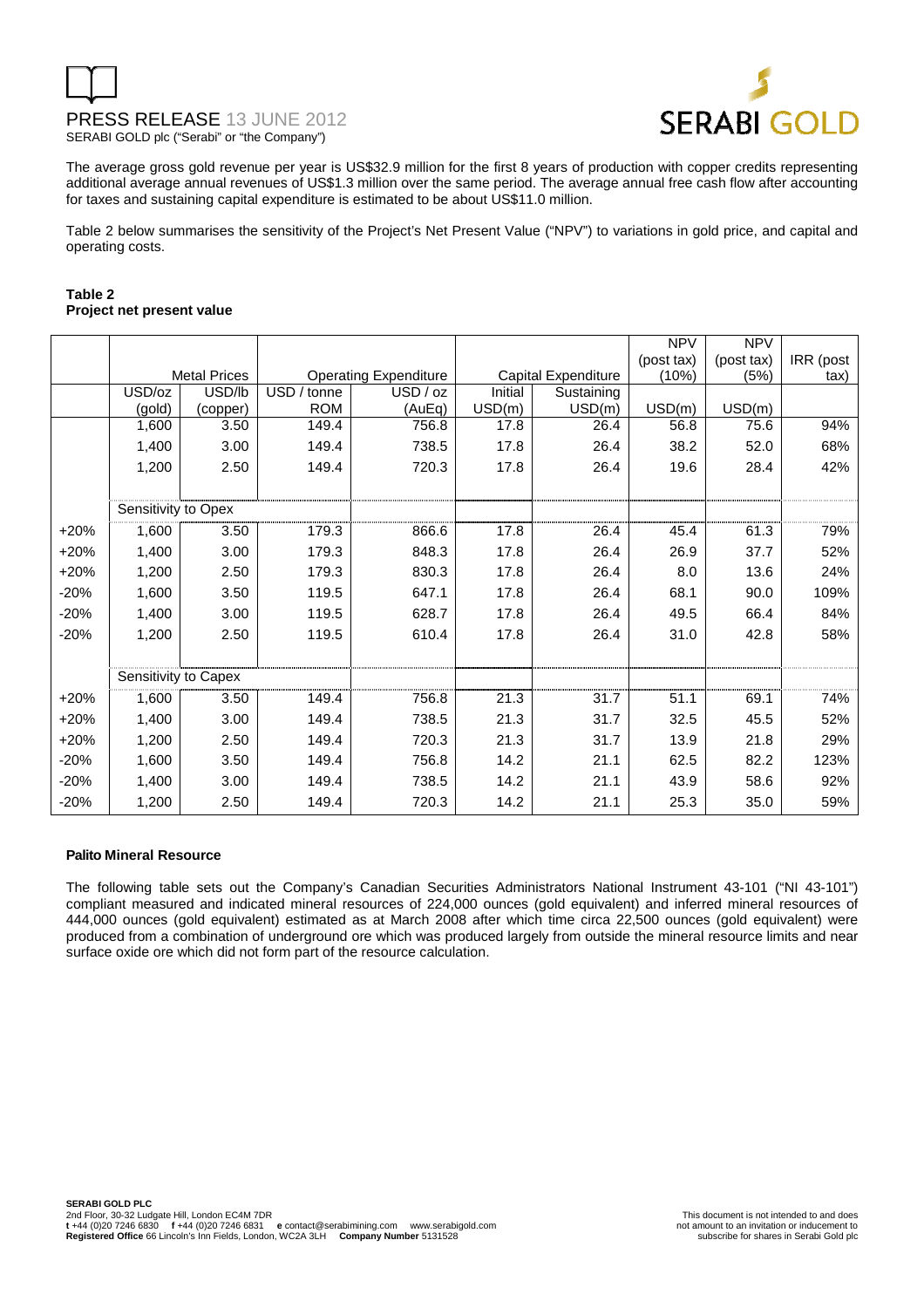The average gross gold revenue per year is US$32.9 million for the first 8 years of production with copper credits representing additional average annual revenues of US$1.3 million over the same period. The average annual free cash flow after accounting for taxes and sustaining capital expenditure is estimated to be about US$11.0 million.

Table 2 below summarises the sensitivity of the Project's Net Present Value ("NPV") to variations in gold price, and capital and operating costs.

**Table 2**
**Project net present value**

| | Metal Prices | | Operating Expenditure | | Capital Expenditure | | NPV (post tax) (10%) | NPV (post tax) (5%) | IRR (post tax) |
|---|---|---|---|---|---|---|---|---|---|
| | USD/oz (gold) | USD/lb (copper) | USD / tonne ROM | USD / oz (AuEq) | Initial USD(m) | Sustaining USD(m) | USD(m) | USD(m) | |
| | 1,600 | 3.50 | 149.4 | 756.8 | 17.8 | 26.4 | 56.8 | 75.6 | 94% |
| | 1,400 | 3.00 | 149.4 | 738.5 | 17.8 | 26.4 | 38.2 | 52.0 | 68% |
| | 1,200 | 2.50 | 149.4 | 720.3 | 17.8 | 26.4 | 19.6 | 28.4 | 42% |
| | Sensitivity to Opex | | | | | | | | |
| +20% | 1,600 | 3.50 | 179.3 | 866.6 | 17.8 | 26.4 | 45.4 | 61.3 | 79% |
| +20% | 1,400 | 3.00 | 179.3 | 848.3 | 17.8 | 26.4 | 26.9 | 37.7 | 52% |
| +20% | 1,200 | 2.50 | 179.3 | 830.3 | 17.8 | 26.4 | 8.0 | 13.6 | 24% |
| -20% | 1,600 | 3.50 | 119.5 | 647.1 | 17.8 | 26.4 | 68.1 | 90.0 | 109% |
| -20% | 1,400 | 3.00 | 119.5 | 628.7 | 17.8 | 26.4 | 49.5 | 66.4 | 84% |
| -20% | 1,200 | 2.50 | 119.5 | 610.4 | 17.8 | 26.4 | 31.0 | 42.8 | 58% |
| | Sensitivity to Capex | | | | | | | | |
| +20% | 1,600 | 3.50 | 149.4 | 756.8 | 21.3 | 31.7 | 51.1 | 69.1 | 74% |
| +20% | 1,400 | 3.00 | 149.4 | 738.5 | 21.3 | 31.7 | 32.5 | 45.5 | 52% |
| +20% | 1,200 | 2.50 | 149.4 | 720.3 | 21.3 | 31.7 | 13.9 | 21.8 | 29% |
| -20% | 1,600 | 3.50 | 149.4 | 756.8 | 14.2 | 21.1 | 62.5 | 82.2 | 123% |
| -20% | 1,400 | 3.00 | 149.4 | 738.5 | 14.2 | 21.1 | 43.9 | 58.6 | 92% |
| -20% | 1,200 | 2.50 | 149.4 | 720.3 | 14.2 | 21.1 | 25.3 | 35.0 | 59% |

**Palito Mineral Resource**

The following table sets out the Company's Canadian Securities Administrators National Instrument 43-101 ("NI 43-101") compliant measured and indicated mineral resources of 224,000 ounces (gold equivalent) and inferred mineral resources of 444,000 ounces (gold equivalent) estimated as at March 2008 after which time circa 22,500 ounces (gold equivalent) were produced from a combination of underground ore which was produced largely from outside the mineral resource limits and near surface oxide ore which did not form part of the resource calculation.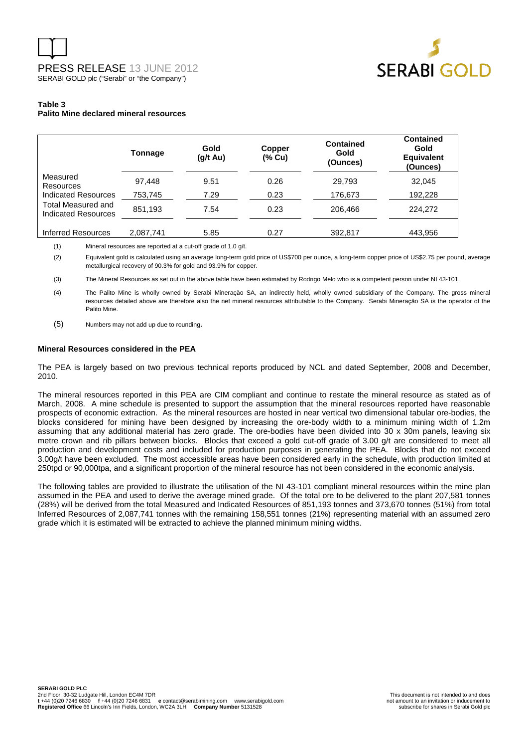**Table 3**
**Palito Mine declared mineral resources**

| | Tonnage | Gold (g/t Au) | Copper (% Cu) | Contained Gold (Ounces) | Contained Gold Equivalent (Ounces) |
|---|---|---|---|---|---|
| Measured Resources | 97,448 | 9.51 | 0.26 | 29,793 | 32,045 |
| Indicated Resources | 753,745 | 7.29 | 0.23 | 176,673 | 192,228 |
| Total Measured and Indicated Resources | 851,193 | 7.54 | 0.23 | 206,466 | 224,272 |
| Inferred Resources | 2,087,741 | 5.85 | 0.27 | 392,817 | 443,956 |

(1) Mineral resources are reported at a cut-off grade of 1.0 g/t.

(2) Equivalent gold is calculated using an average long-term gold price of US$700 per ounce, a long-term copper price of US$2.75 per pound, average metallurgical recovery of 90.3% for gold and 93.9% for copper.

(3) The Mineral Resources as set out in the above table have been estimated by Rodrigo Melo who is a competent person under NI 43-101.

(4) The Palito Mine is wholly owned by Serabi Mineração SA, an indirectly held, wholly owned subsidiary of the Company. The gross mineral resources detailed above are therefore also the net mineral resources attributable to the Company. Serabi Mineração SA is the operator of the Palito Mine.

(5) Numbers may not add up due to rounding.

**Mineral Resources considered in the PEA**

The PEA is largely based on two previous technical reports produced by NCL and dated September, 2008 and December, 2010.

The mineral resources reported in this PEA are CIM compliant and continue to restate the mineral resource as stated as of March, 2008. A mine schedule is presented to support the assumption that the mineral resources reported have reasonable prospects of economic extraction. As the mineral resources are hosted in near vertical two dimensional tabular ore-bodies, the blocks considered for mining have been designed by increasing the ore-body width to a minimum mining width of 1.2m assuming that any additional material has zero grade. The ore-bodies have been divided into 30 x 30m panels, leaving six metre crown and rib pillars between blocks. Blocks that exceed a gold cut-off grade of 3.00 g/t are considered to meet all production and development costs and included for production purposes in generating the PEA. Blocks that do not exceed 3.00g/t have been excluded. The most accessible areas have been considered early in the schedule, with production limited at 250tpd or 90,000tpa, and a significant proportion of the mineral resource has not been considered in the economic analysis.

The following tables are provided to illustrate the utilisation of the NI 43-101 compliant mineral resources within the mine plan assumed in the PEA and used to derive the average mined grade. Of the total ore to be delivered to the plant 207,581 tonnes (28%) will be derived from the total Measured and Indicated Resources of 851,193 tonnes and 373,670 tonnes (51%) from total Inferred Resources of 2,087,741 tonnes with the remaining 158,551 tonnes (21%) representing material with an assumed zero grade which it is estimated will be extracted to achieve the planned minimum mining widths.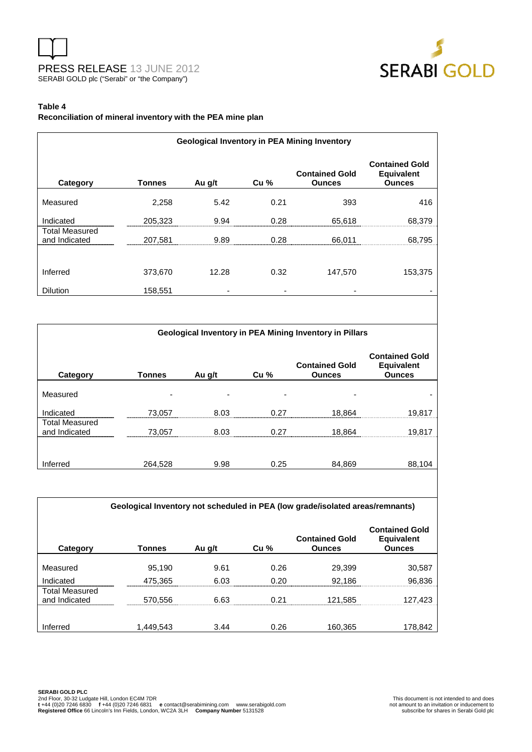**Table 4**

**Reconciliation of mineral inventory with the PEA mine plan**

| Geological Inventory in PEA Mining Inventory | | | | | |
|---|---|---|---|---|---|
| **Category** | **Tonnes** | **Au g/t** | **Cu %** | **Contained Gold Ounces** | **Contained Gold Equivalent Ounces** |
| Measured | 2,258 | 5.42 | 0.21 | 393 | 416 |
| Indicated | 205,323 | 9.94 | 0.28 | 65,618 | 68,379 |
| Total Measured and Indicated | 207,581 | 9.89 | 0.28 | 66,011 | 68,795 |
| Inferred | 373,670 | 12.28 | 0.32 | 147,570 | 153,375 |
| Dilution | 158,551 | - | - | - | - |

| Geological Inventory in PEA Mining Inventory in Pillars | | | | | |
|---|---|---|---|---|---|
| **Category** | **Tonnes** | **Au g/t** | **Cu %** | **Contained Gold Ounces** | **Contained Gold Equivalent Ounces** |
| Measured | - | - | - | - | - |
| Indicated | 73,057 | 8.03 | 0.27 | 18,864 | 19,817 |
| Total Measured and Indicated | 73,057 | 8.03 | 0.27 | 18,864 | 19,817 |
| Inferred | 264,528 | 9.98 | 0.25 | 84,869 | 88,104 |

| Geological Inventory not scheduled in PEA (low grade/isolated areas/remnants) | | | | | |
|---|---|---|---|---|---|
| **Category** | **Tonnes** | **Au g/t** | **Cu %** | **Contained Gold Ounces** | **Contained Gold Equivalent Ounces** |
| Measured | 95,190 | 9.61 | 0.26 | 29,399 | 30,587 |
| Indicated | 475,365 | 6.03 | 0.20 | 92,186 | 96,836 |
| Total Measured and Indicated | 570,556 | 6.63 | 0.21 | 121,585 | 127,423 |
| Inferred | 1,449,543 | 3.44 | 0.26 | 160,365 | 178,842 |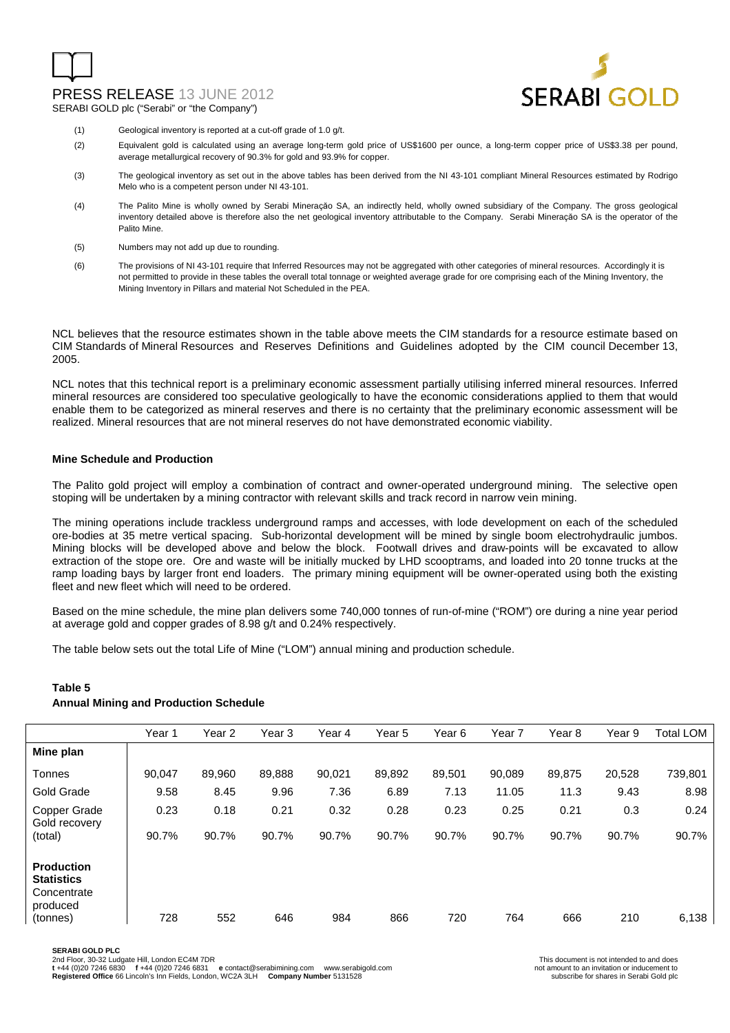(1) Geological inventory is reported at a cut-off grade of 1.0 g/t.

(2) Equivalent gold is calculated using an average long-term gold price of US$1600 per ounce, a long-term copper price of US$3.38 per pound, average metallurgical recovery of 90.3% for gold and 93.9% for copper.

(3) The geological inventory as set out in the above tables has been derived from the NI 43-101 compliant Mineral Resources estimated by Rodrigo Melo who is a competent person under NI 43-101.

(4) The Palito Mine is wholly owned by Serabi Mineração SA, an indirectly held, wholly owned subsidiary of the Company. The gross geological inventory detailed above is therefore also the net geological inventory attributable to the Company. Serabi Mineração SA is the operator of the Palito Mine.

(5) Numbers may not add up due to rounding.

(6) The provisions of NI 43-101 require that Inferred Resources may not be aggregated with other categories of mineral resources. Accordingly it is not permitted to provide in these tables the overall total tonnage or weighted average grade for ore comprising each of the Mining Inventory, the Mining Inventory in Pillars and material Not Scheduled in the PEA.

NCL believes that the resource estimates shown in the table above meets the CIM standards for a resource estimate based on CIM Standards of Mineral Resources and Reserves Definitions and Guidelines adopted by the CIM council December 13, 2005.

NCL notes that this technical report is a preliminary economic assessment partially utilising inferred mineral resources. Inferred mineral resources are considered too speculative geologically to have the economic considerations applied to them that would enable them to be categorized as mineral reserves and there is no certainty that the preliminary economic assessment will be realized. Mineral resources that are not mineral reserves do not have demonstrated economic viability.

**Mine Schedule and Production**

The Palito gold project will employ a combination of contract and owner-operated underground mining. The selective open stoping will be undertaken by a mining contractor with relevant skills and track record in narrow vein mining.

The mining operations include trackless underground ramps and accesses, with lode development on each of the scheduled ore-bodies at 35 metre vertical spacing. Sub-horizontal development will be mined by single boom electrohydraulic jumbos. Mining blocks will be developed above and below the block. Footwall drives and draw-points will be excavated to allow extraction of the stope ore. Ore and waste will be initially mucked by LHD scooptrams, and loaded into 20 tonne trucks at the ramp loading bays by larger front end loaders. The primary mining equipment will be owner-operated using both the existing fleet and new fleet which will need to be ordered.

Based on the mine schedule, the mine plan delivers some 740,000 tonnes of run-of-mine ("ROM") ore during a nine year period at average gold and copper grades of 8.98 g/t and 0.24% respectively.

The table below sets out the total Life of Mine ("LOM") annual mining and production schedule.

**Table 5**
**Annual Mining and Production Schedule**

| | Year 1 | Year 2 | Year 3 | Year 4 | Year 5 | Year 6 | Year 7 | Year 8 | Year 9 | Total LOM |
|---|---|---|---|---|---|---|---|---|---|---|
| **Mine plan** | | | | | | | | | | |
| Tonnes | 90,047 | 89,960 | 89,888 | 90,021 | 89,892 | 89,501 | 90,089 | 89,875 | 20,528 | 739,801 |
| Gold Grade | 9.58 | 8.45 | 9.96 | 7.36 | 6.89 | 7.13 | 11.05 | 11.3 | 9.43 | 8.98 |
| Copper Grade | 0.23 | 0.18 | 0.21 | 0.32 | 0.28 | 0.23 | 0.25 | 0.21 | 0.3 | 0.24 |
| Gold recovery (total) | 90.7% | 90.7% | 90.7% | 90.7% | 90.7% | 90.7% | 90.7% | 90.7% | 90.7% | 90.7% |
| **Production Statistics** | | | | | | | | | | |
| Concentrate produced (tonnes) | 728 | 552 | 646 | 984 | 866 | 720 | 764 | 666 | 210 | 6,138 |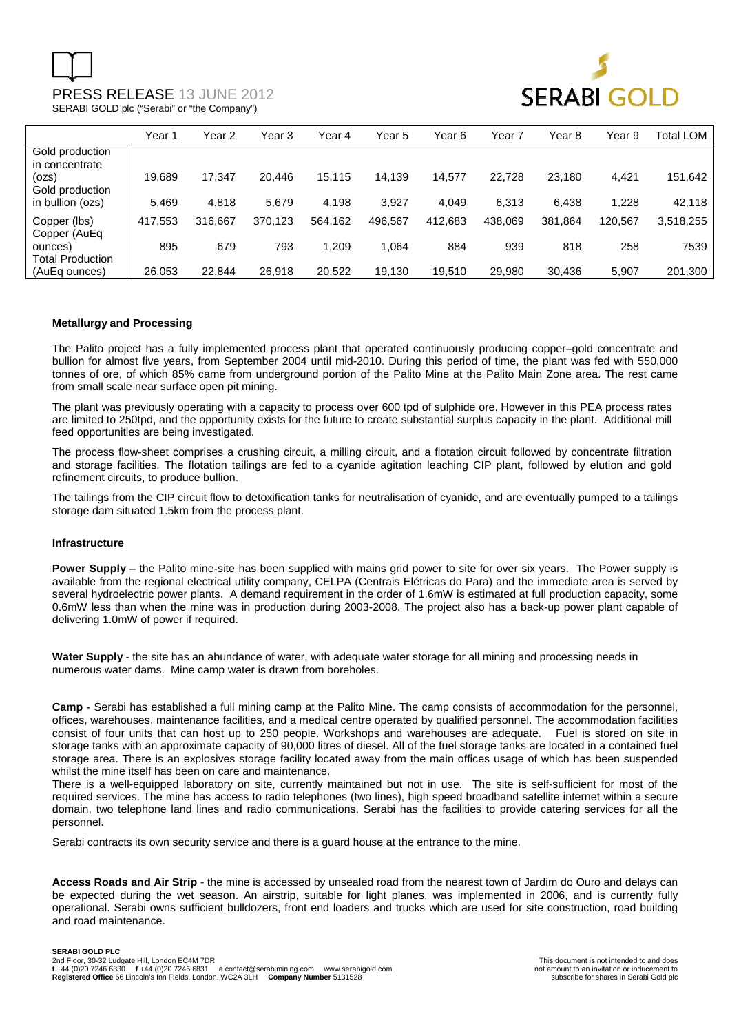| | Year 1 | Year 2 | Year 3 | Year 4 | Year 5 | Year 6 | Year 7 | Year 8 | Year 9 | Total LOM |
|---|---|---|---|---|---|---|---|---|---|---|
| Gold production in concentrate (ozs) | 19,689 | 17,347 | 20,446 | 15,115 | 14,139 | 14,577 | 22,728 | 23,180 | 4,421 | 151,642 |
| Gold production in bullion (ozs) | 5,469 | 4,818 | 5,679 | 4,198 | 3,927 | 4,049 | 6,313 | 6,438 | 1,228 | 42,118 |
| Copper (lbs) | 417,553 | 316,667 | 370,123 | 564,162 | 496,567 | 412,683 | 438,069 | 381,864 | 120,567 | 3,518,255 |
| Copper (AuEq ounces) | 895 | 679 | 793 | 1,209 | 1,064 | 884 | 939 | 818 | 258 | 7539 |
| Total Production (AuEq ounces) | 26,053 | 22,844 | 26,918 | 20,522 | 19,130 | 19,510 | 29,980 | 30,436 | 5,907 | 201,300 |

**Metallurgy and Processing**

The Palito project has a fully implemented process plant that operated continuously producing copper–gold concentrate and bullion for almost five years, from September 2004 until mid-2010. During this period of time, the plant was fed with 550,000 tonnes of ore, of which 85% came from underground portion of the Palito Mine at the Palito Main Zone area. The rest came from small scale near surface open pit mining.

The plant was previously operating with a capacity to process over 600 tpd of sulphide ore. However in this PEA process rates are limited to 250tpd, and the opportunity exists for the future to create substantial surplus capacity in the plant. Additional mill feed opportunities are being investigated.

The process flow-sheet comprises a crushing circuit, a milling circuit, and a flotation circuit followed by concentrate filtration and storage facilities. The flotation tailings are fed to a cyanide agitation leaching CIP plant, followed by elution and gold refinement circuits, to produce bullion.

The tailings from the CIP circuit flow to detoxification tanks for neutralisation of cyanide, and are eventually pumped to a tailings storage dam situated 1.5km from the process plant.

**Infrastructure**

**Power Supply** – the Palito mine-site has been supplied with mains grid power to site for over six years. The Power supply is available from the regional electrical utility company, CELPA (Centrais Elétricas do Para) and the immediate area is served by several hydroelectric power plants. A demand requirement in the order of 1.6mW is estimated at full production capacity, some 0.6mW less than when the mine was in production during 2003-2008. The project also has a back-up power plant capable of delivering 1.0mW of power if required.

**Water Supply** - the site has an abundance of water, with adequate water storage for all mining and processing needs in numerous water dams. Mine camp water is drawn from boreholes.

**Camp** - Serabi has established a full mining camp at the Palito Mine. The camp consists of accommodation for the personnel, offices, warehouses, maintenance facilities, and a medical centre operated by qualified personnel. The accommodation facilities consist of four units that can host up to 250 people. Workshops and warehouses are adequate. Fuel is stored on site in storage tanks with an approximate capacity of 90,000 litres of diesel. All of the fuel storage tanks are located in a contained fuel storage area. There is an explosives storage facility located away from the main offices usage of which has been suspended whilst the mine itself has been on care and maintenance.

There is a well-equipped laboratory on site, currently maintained but not in use. The site is self-sufficient for most of the required services. The mine has access to radio telephones (two lines), high speed broadband satellite internet within a secure domain, two telephone land lines and radio communications. Serabi has the facilities to provide catering services for all the personnel.

Serabi contracts its own security service and there is a guard house at the entrance to the mine.

**Access Roads and Air Strip** - the mine is accessed by unsealed road from the nearest town of Jardim do Ouro and delays can be expected during the wet season. An airstrip, suitable for light planes, was implemented in 2006, and is currently fully operational. Serabi owns sufficient bulldozers, front end loaders and trucks which are used for site construction, road building and road maintenance.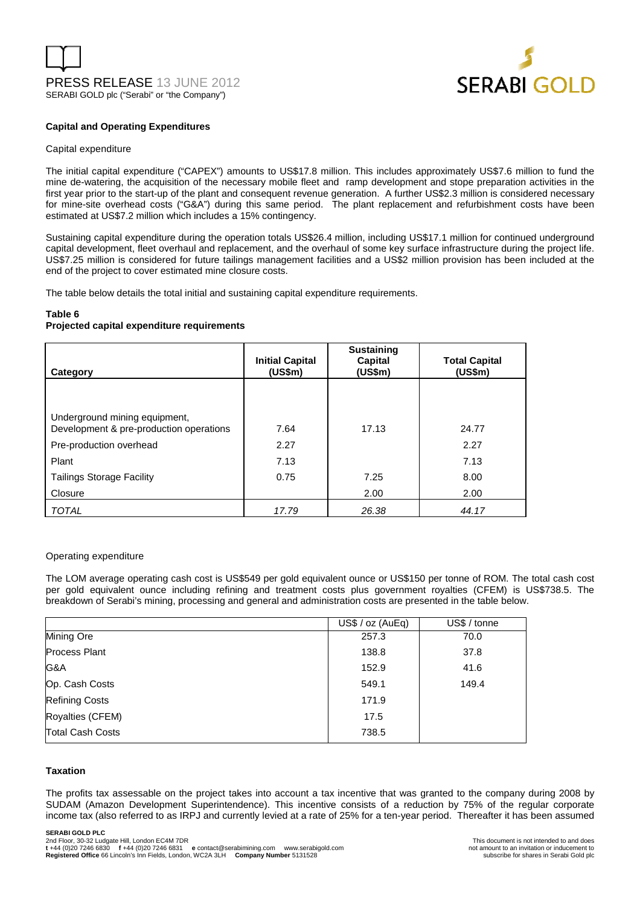**Capital and Operating Expenditures**

Capital expenditure

The initial capital expenditure ("CAPEX") amounts to US$17.8 million. This includes approximately US$7.6 million to fund the mine de-watering, the acquisition of the necessary mobile fleet and ramp development and stope preparation activities in the first year prior to the start-up of the plant and consequent revenue generation. A further US$2.3 million is considered necessary for mine-site overhead costs ("G&A") during this same period. The plant replacement and refurbishment costs have been estimated at US$7.2 million which includes a 15% contingency.

Sustaining capital expenditure during the operation totals US$26.4 million, including US$17.1 million for continued underground capital development, fleet overhaul and replacement, and the overhaul of some key surface infrastructure during the project life. US$7.25 million is considered for future tailings management facilities and a US$2 million provision has been included at the end of the project to cover estimated mine closure costs.

The table below details the total initial and sustaining capital expenditure requirements.

**Table 6**
**Projected capital expenditure requirements**

| Category | Initial Capital (US$m) | Sustaining Capital (US$m) | Total Capital (US$m) |
|---|---|---|---|
| Underground mining equipment, Development & pre-production operations | 7.64 | 17.13 | 24.77 |
| Pre-production overhead | 2.27 | | 2.27 |
| Plant | 7.13 | | 7.13 |
| Tailings Storage Facility | 0.75 | 7.25 | 8.00 |
| Closure | | 2.00 | 2.00 |
| *TOTAL* | *17.79* | *26.38* | *44.17* |

Operating expenditure

The LOM average operating cash cost is US$549 per gold equivalent ounce or US$150 per tonne of ROM. The total cash cost per gold equivalent ounce including refining and treatment costs plus government royalties (CFEM) is US$738.5. The breakdown of Serabi's mining, processing and general and administration costs are presented in the table below.

| | US$ / oz (AuEq) | US$ / tonne |
|---|---|---|
| Mining Ore | 257.3 | 70.0 |
| Process Plant | 138.8 | 37.8 |
| G&A | 152.9 | 41.6 |
| Op. Cash Costs | 549.1 | 149.4 |
| Refining Costs | 171.9 | |
| Royalties (CFEM) | 17.5 | |
| Total Cash Costs | 738.5 | |

**Taxation**

The profits tax assessable on the project takes into account a tax incentive that was granted to the company during 2008 by SUDAM (Amazon Development Superintendence). This incentive consists of a reduction by 75% of the regular corporate income tax (also referred to as IRPJ and currently levied at a rate of 25% for a ten-year period. Thereafter it has been assumed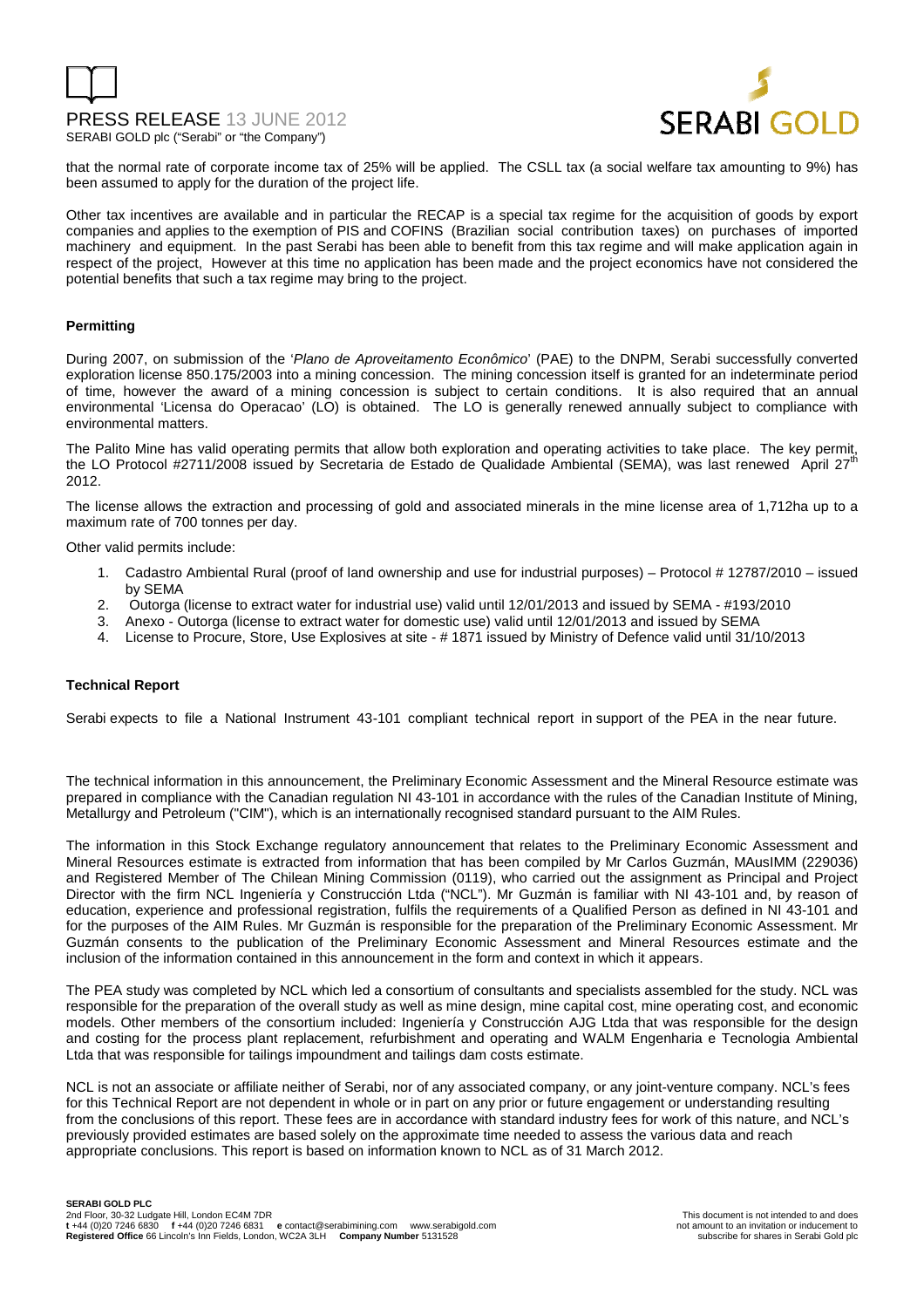that the normal rate of corporate income tax of 25% will be applied. The CSLL tax (a social welfare tax amounting to 9%) has been assumed to apply for the duration of the project life.

Other tax incentives are available and in particular the RECAP is a special tax regime for the acquisition of goods by export companies and applies to the exemption of PIS and COFINS (Brazilian social contribution taxes) on purchases of imported machinery and equipment. In the past Serabi has been able to benefit from this tax regime and will make application again in respect of the project, However at this time no application has been made and the project economics have not considered the potential benefits that such a tax regime may bring to the project.

**Permitting**

During 2007, on submission of the '*Plano de Aproveitamento Econômico*' (PAE) to the DNPM, Serabi successfully converted exploration license 850.175/2003 into a mining concession. The mining concession itself is granted for an indeterminate period of time, however the award of a mining concession is subject to certain conditions. It is also required that an annual environmental 'Licensa do Operacao' (LO) is obtained. The LO is generally renewed annually subject to compliance with environmental matters.

The Palito Mine has valid operating permits that allow both exploration and operating activities to take place. The key permit, the LO Protocol #2711/2008 issued by Secretaria de Estado de Qualidade Ambiental (SEMA), was last renewed April 27th 2012.

The license allows the extraction and processing of gold and associated minerals in the mine license area of 1,712ha up to a maximum rate of 700 tonnes per day.

Other valid permits include:

1. Cadastro Ambiental Rural (proof of land ownership and use for industrial purposes) – Protocol # 12787/2010 – issued by SEMA
2. Outorga (license to extract water for industrial use) valid until 12/01/2013 and issued by SEMA - #193/2010
3. Anexo - Outorga (license to extract water for domestic use) valid until 12/01/2013 and issued by SEMA
4. License to Procure, Store, Use Explosives at site - # 1871 issued by Ministry of Defence valid until 31/10/2013

**Technical Report**

Serabi expects to file a National Instrument 43-101 compliant technical report in support of the PEA in the near future.

The technical information in this announcement, the Preliminary Economic Assessment and the Mineral Resource estimate was prepared in compliance with the Canadian regulation NI 43-101 in accordance with the rules of the Canadian Institute of Mining, Metallurgy and Petroleum ("CIM"), which is an internationally recognised standard pursuant to the AIM Rules.

The information in this Stock Exchange regulatory announcement that relates to the Preliminary Economic Assessment and Mineral Resources estimate is extracted from information that has been compiled by Mr Carlos Guzmán, MAusIMM (229036) and Registered Member of The Chilean Mining Commission (0119), who carried out the assignment as Principal and Project Director with the firm NCL Ingeniería y Construcción Ltda ("NCL"). Mr Guzmán is familiar with NI 43-101 and, by reason of education, experience and professional registration, fulfils the requirements of a Qualified Person as defined in NI 43-101 and for the purposes of the AIM Rules. Mr Guzmán is responsible for the preparation of the Preliminary Economic Assessment. Mr Guzmán consents to the publication of the Preliminary Economic Assessment and Mineral Resources estimate and the inclusion of the information contained in this announcement in the form and context in which it appears.

The PEA study was completed by NCL which led a consortium of consultants and specialists assembled for the study. NCL was responsible for the preparation of the overall study as well as mine design, mine capital cost, mine operating cost, and economic models. Other members of the consortium included: Ingeniería y Construcción AJG Ltda that was responsible for the design and costing for the process plant replacement, refurbishment and operating and WALM Engenharia e Tecnologia Ambiental Ltda that was responsible for tailings impoundment and tailings dam costs estimate.

NCL is not an associate or affiliate neither of Serabi, nor of any associated company, or any joint-venture company. NCL's fees for this Technical Report are not dependent in whole or in part on any prior or future engagement or understanding resulting from the conclusions of this report. These fees are in accordance with standard industry fees for work of this nature, and NCL's previously provided estimates are based solely on the approximate time needed to assess the various data and reach appropriate conclusions. This report is based on information known to NCL as of 31 March 2012.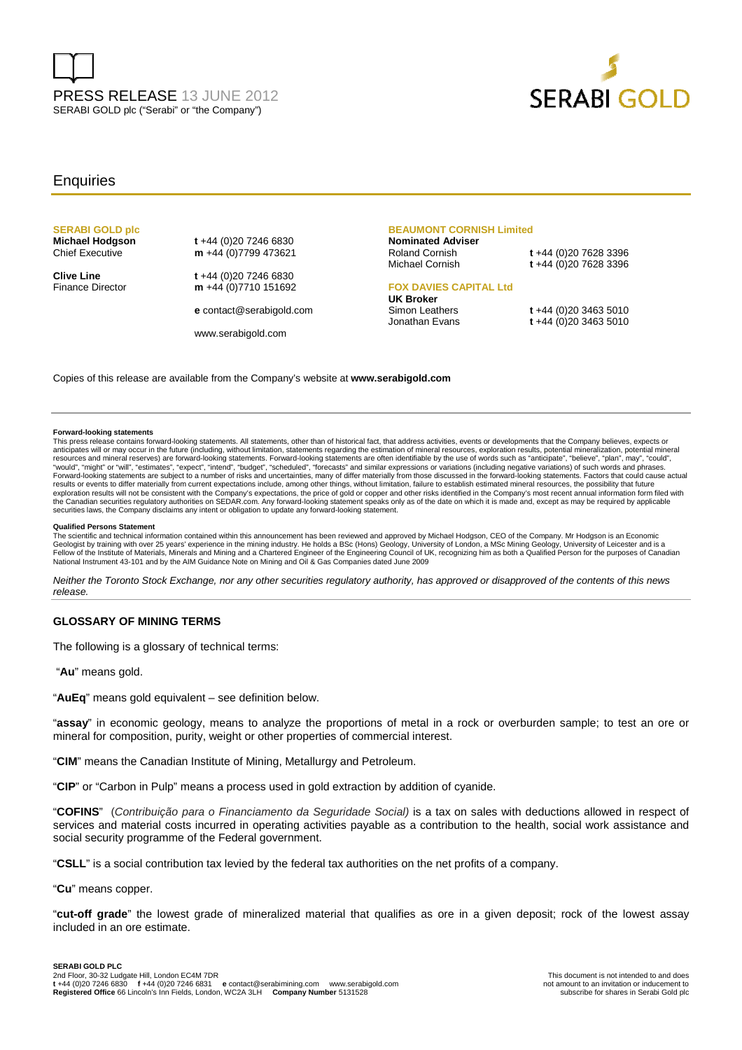PRESS RELEASE 13 JUNE 2012
SERABI GOLD plc ("Serabi" or "the Company")

## Enquiries

**SERABI GOLD plc**
**Michael Hodgson** — t +44 (0)20 7246 6830
Chief Executive — m +44 (0)7799 473621

**Clive Line** — t +44 (0)20 7246 6830
Finance Director — m +44 (0)7710 151692

e contact@serabigold.com

www.serabigold.com

**BEAUMONT CORNISH Limited**
**Nominated Adviser**
Roland Cornish — t +44 (0)20 7628 3396
Michael Cornish — t +44 (0)20 7628 3396

**FOX DAVIES CAPITAL Ltd**
**UK Broker**
Simon Leathers — t +44 (0)20 3463 5010
Jonathan Evans — t +44 (0)20 3463 5010

Copies of this release are available from the Company's website at **www.serabigold.com**

**Forward-looking statements**
This press release contains forward-looking statements. All statements, other than of historical fact, that address activities, events or developments that the Company believes, expects or anticipates will or may occur in the future (including, without limitation, statements regarding the estimation of mineral resources, exploration results, potential mineralization, potential mineral resources and mineral reserves) are forward-looking statements. Forward-looking statements are often identifiable by the use of words such as "anticipate", "believe", "plan", may", "could", "would", "might" or "will", "estimates", "expect", "intend", "budget", "scheduled", "forecasts" and similar expressions or variations (including negative variations) of such words and phrases. Forward-looking statements are subject to a number of risks and uncertainties, many of differ materially from those discussed in the forward-looking statements. Factors that could cause actual results or events to differ materially from current expectations include, among other things, without limitation, failure to establish estimated mineral resources, the possibility that future exploration results will not be consistent with the Company's expectations, the price of gold or copper and other risks identified in the Company's most recent annual information form filed with the Canadian securities regulatory authorities on SEDAR.com. Any forward-looking statement speaks only as of the date on which it is made and, except as may be required by applicable securities laws, the Company disclaims any intent or obligation to update any forward-looking statement.

**Qualified Persons Statement**
The scientific and technical information contained within this announcement has been reviewed and approved by Michael Hodgson, CEO of the Company. Mr Hodgson is an Economic Geologist by training with over 25 years' experience in the mining industry. He holds a BSc (Hons) Geology, University of London, a MSc Mining Geology, University of Leicester and is a Fellow of the Institute of Materials, Minerals and Mining and a Chartered Engineer of the Engineering Council of UK, recognizing him as both a Qualified Person for the purposes of Canadian National Instrument 43-101 and by the AIM Guidance Note on Mining and Oil & Gas Companies dated June 2009

*Neither the Toronto Stock Exchange, nor any other securities regulatory authority, has approved or disapproved of the contents of this news release.*

### GLOSSARY OF MINING TERMS

The following is a glossary of technical terms:

"**Au**" means gold.

"**AuEq**" means gold equivalent – see definition below.

"**assay**" in economic geology, means to analyze the proportions of metal in a rock or overburden sample; to test an ore or mineral for composition, purity, weight or other properties of commercial interest.

"**CIM**" means the Canadian Institute of Mining, Metallurgy and Petroleum.

"**CIP**" or "Carbon in Pulp" means a process used in gold extraction by addition of cyanide.

"**COFINS**" (*Contribuição para o Financiamento da Seguridade Social)* is a tax on sales with deductions allowed in respect of services and material costs incurred in operating activities payable as a contribution to the health, social work assistance and social security programme of the Federal government.

"**CSLL**" is a social contribution tax levied by the federal tax authorities on the net profits of a company.

"**Cu**" means copper.

"**cut-off grade**" the lowest grade of mineralized material that qualifies as ore in a given deposit; rock of the lowest assay included in an ore estimate.

**SERABI GOLD PLC**
2nd Floor, 30-32 Ludgate Hill, London EC4M 7DR
t +44 (0)20 7246 6830 f +44 (0)20 7246 6831 e contact@serabimining.com www.serabigold.com
**Registered Office** 66 Lincoln's Inn Fields, London, WC2A 3LH **Company Number** 5131528

This document is not intended to and does not amount to an invitation or inducement to subscribe for shares in Serabi Gold plc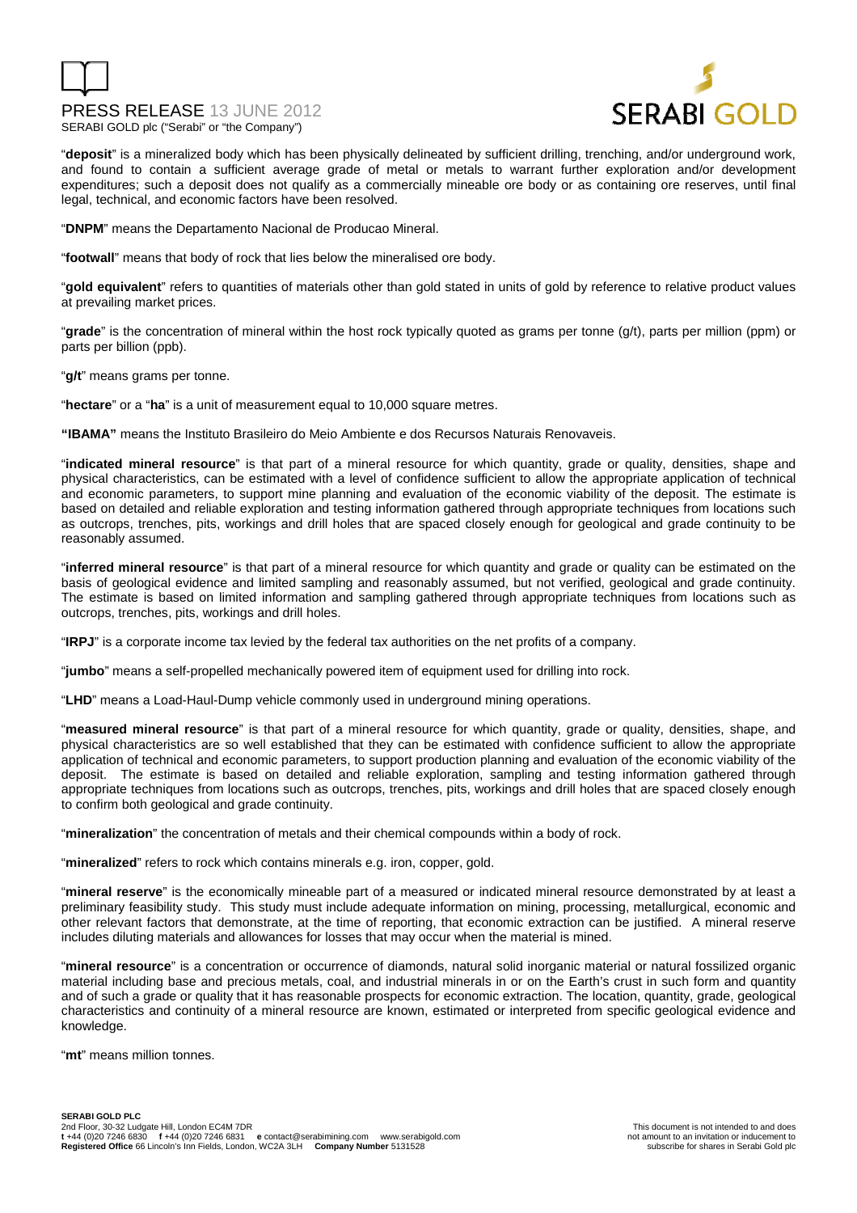"**deposit**" is a mineralized body which has been physically delineated by sufficient drilling, trenching, and/or underground work, and found to contain a sufficient average grade of metal or metals to warrant further exploration and/or development expenditures; such a deposit does not qualify as a commercially mineable ore body or as containing ore reserves, until final legal, technical, and economic factors have been resolved.

"**DNPM**" means the Departamento Nacional de Producao Mineral.

"**footwall**" means that body of rock that lies below the mineralised ore body.

"**gold equivalent**" refers to quantities of materials other than gold stated in units of gold by reference to relative product values at prevailing market prices.

"**grade**" is the concentration of mineral within the host rock typically quoted as grams per tonne (g/t), parts per million (ppm) or parts per billion (ppb).

"**g/t**" means grams per tonne.

"**hectare**" or a "**ha**" is a unit of measurement equal to 10,000 square metres.

**"IBAMA"** means the Instituto Brasileiro do Meio Ambiente e dos Recursos Naturais Renovaveis.

"**indicated mineral resource**" is that part of a mineral resource for which quantity, grade or quality, densities, shape and physical characteristics, can be estimated with a level of confidence sufficient to allow the appropriate application of technical and economic parameters, to support mine planning and evaluation of the economic viability of the deposit. The estimate is based on detailed and reliable exploration and testing information gathered through appropriate techniques from locations such as outcrops, trenches, pits, workings and drill holes that are spaced closely enough for geological and grade continuity to be reasonably assumed.

"**inferred mineral resource**" is that part of a mineral resource for which quantity and grade or quality can be estimated on the basis of geological evidence and limited sampling and reasonably assumed, but not verified, geological and grade continuity. The estimate is based on limited information and sampling gathered through appropriate techniques from locations such as outcrops, trenches, pits, workings and drill holes.

"**IRPJ**" is a corporate income tax levied by the federal tax authorities on the net profits of a company.

"**jumbo**" means a self-propelled mechanically powered item of equipment used for drilling into rock.

"**LHD**" means a Load-Haul-Dump vehicle commonly used in underground mining operations.

"**measured mineral resource**" is that part of a mineral resource for which quantity, grade or quality, densities, shape, and physical characteristics are so well established that they can be estimated with confidence sufficient to allow the appropriate application of technical and economic parameters, to support production planning and evaluation of the economic viability of the deposit. The estimate is based on detailed and reliable exploration, sampling and testing information gathered through appropriate techniques from locations such as outcrops, trenches, pits, workings and drill holes that are spaced closely enough to confirm both geological and grade continuity.

"**mineralization**" the concentration of metals and their chemical compounds within a body of rock.

"**mineralized**" refers to rock which contains minerals e.g. iron, copper, gold.

"**mineral reserve**" is the economically mineable part of a measured or indicated mineral resource demonstrated by at least a preliminary feasibility study. This study must include adequate information on mining, processing, metallurgical, economic and other relevant factors that demonstrate, at the time of reporting, that economic extraction can be justified. A mineral reserve includes diluting materials and allowances for losses that may occur when the material is mined.

"**mineral resource**" is a concentration or occurrence of diamonds, natural solid inorganic material or natural fossilized organic material including base and precious metals, coal, and industrial minerals in or on the Earth's crust in such form and quantity and of such a grade or quality that it has reasonable prospects for economic extraction. The location, quantity, grade, geological characteristics and continuity of a mineral resource are known, estimated or interpreted from specific geological evidence and knowledge.

"**mt**" means million tonnes.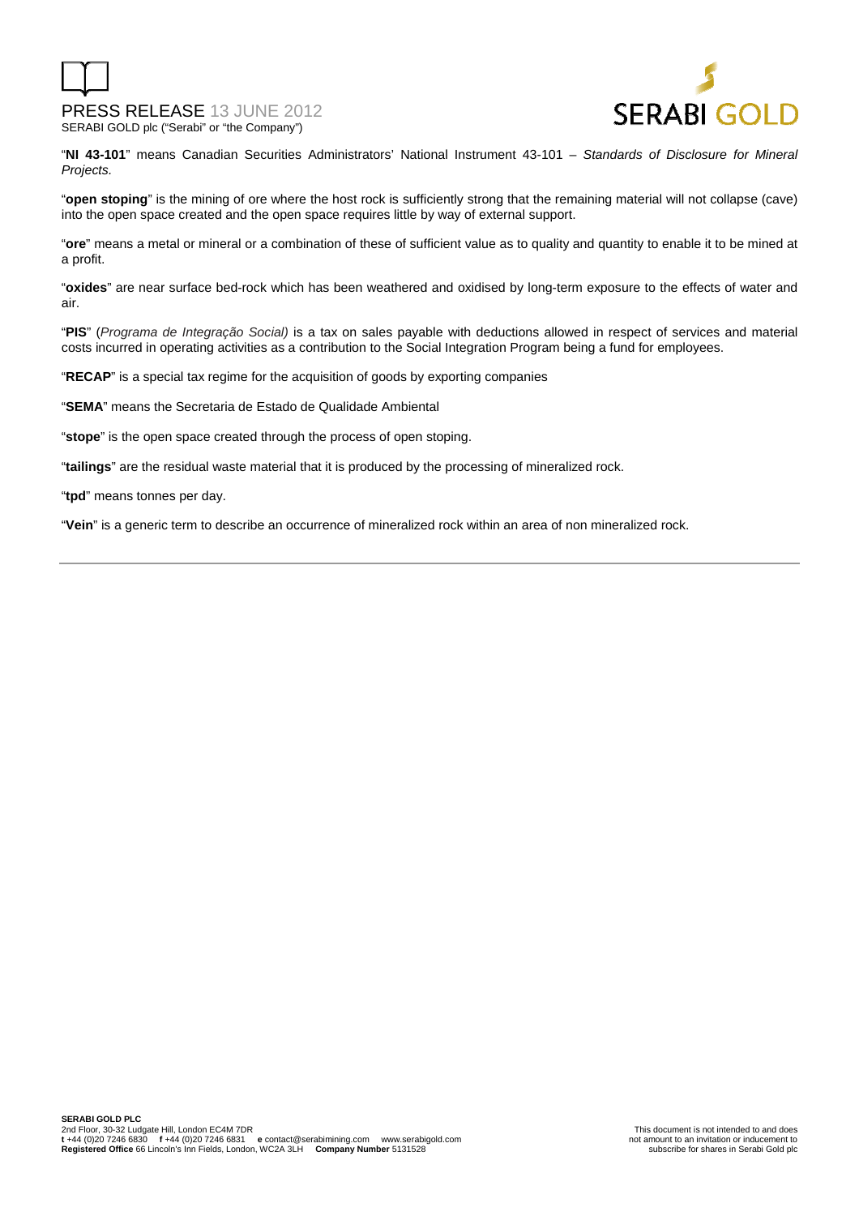"**NI 43-101**" means Canadian Securities Administrators' National Instrument 43-101 – *Standards of Disclosure for Mineral Projects.*

"**open stoping**" is the mining of ore where the host rock is sufficiently strong that the remaining material will not collapse (cave) into the open space created and the open space requires little by way of external support.

"**ore**" means a metal or mineral or a combination of these of sufficient value as to quality and quantity to enable it to be mined at a profit.

"**oxides**" are near surface bed-rock which has been weathered and oxidised by long-term exposure to the effects of water and air.

"**PIS**" (*Programa de Integração Social)* is a tax on sales payable with deductions allowed in respect of services and material costs incurred in operating activities as a contribution to the Social Integration Program being a fund for employees.

"**RECAP**" is a special tax regime for the acquisition of goods by exporting companies

"**SEMA**" means the Secretaria de Estado de Qualidade Ambiental

"**stope**" is the open space created through the process of open stoping.

"**tailings**" are the residual waste material that it is produced by the processing of mineralized rock.

"**tpd**" means tonnes per day.

"**Vein**" is a generic term to describe an occurrence of mineralized rock within an area of non mineralized rock.